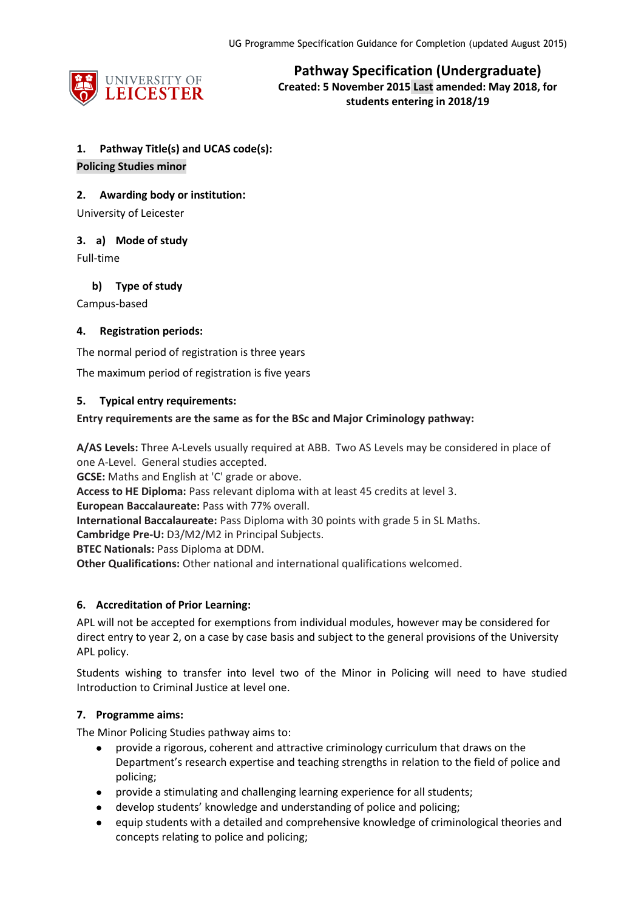# Pathway Specification (Undergraduate)

**Created: 5 November 2015 Last amended: May 2018, for students entering in 2018/19**

## 1. Pathway Title(s) and UCAS code(s):

**Policing Studies minor**

## 2. Awarding body or institution:

University of Leicester

## 3. a) Mode of study

Full-time

### b) Type of study

Campus-based

## 4. Registration periods:

The normal period of registration is three years

The maximum period of registration is five years

## 5. Typical entry requirements:

**Entry requirements are the same as for the BSc and Major Criminology pathway:**

**A/AS Levels:** Three A-Levels usually required at ABB. Two AS Levels may be considered in place of one A-Level. General studies accepted.
**GCSE:** Maths and English at 'C' grade or above.
**Access to HE Diploma:** Pass relevant diploma with at least 45 credits at level 3.
**European Baccalaureate:** Pass with 77% overall.
**International Baccalaureate:** Pass Diploma with 30 points with grade 5 in SL Maths.
**Cambridge Pre-U:** D3/M2/M2 in Principal Subjects.
**BTEC Nationals:** Pass Diploma at DDM.
**Other Qualifications:** Other national and international qualifications welcomed.

## 6. Accreditation of Prior Learning:

APL will not be accepted for exemptions from individual modules, however may be considered for direct entry to year 2, on a case by case basis and subject to the general provisions of the University APL policy.

Students wishing to transfer into level two of the Minor in Policing will need to have studied Introduction to Criminal Justice at level one.

## 7. Programme aims:

The Minor Policing Studies pathway aims to:

- provide a rigorous, coherent and attractive criminology curriculum that draws on the Department's research expertise and teaching strengths in relation to the field of police and policing;
- provide a stimulating and challenging learning experience for all students;
- develop students' knowledge and understanding of police and policing;
- equip students with a detailed and comprehensive knowledge of criminological theories and concepts relating to police and policing;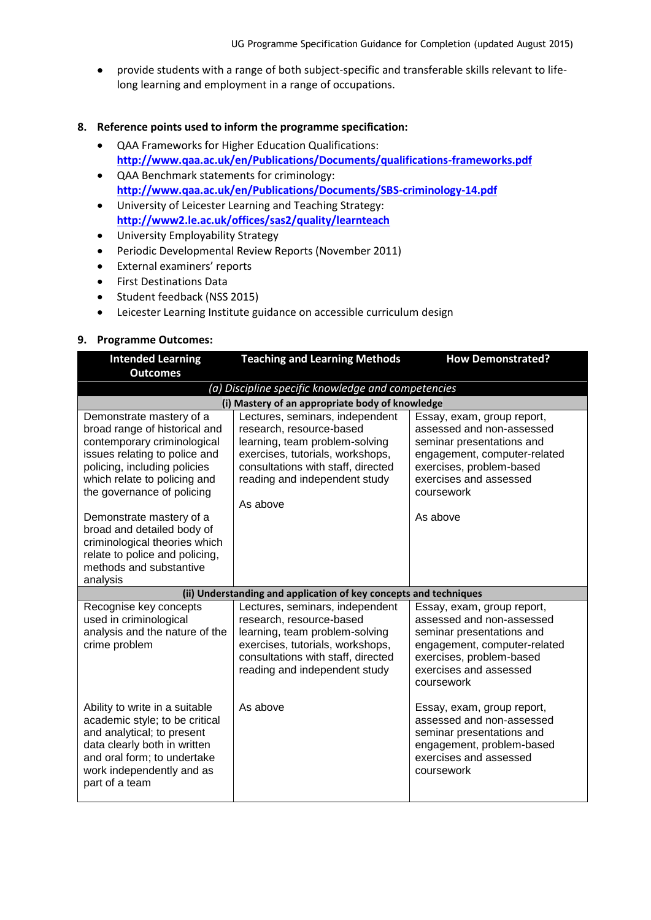- provide students with a range of both subject-specific and transferable skills relevant to life-long learning and employment in a range of occupations.

## 8. Reference points used to inform the programme specification:

- QAA Frameworks for Higher Education Qualifications: **http://www.qaa.ac.uk/en/Publications/Documents/qualifications-frameworks.pdf**
- QAA Benchmark statements for criminology: **http://www.qaa.ac.uk/en/Publications/Documents/SBS-criminology-14.pdf**
- University of Leicester Learning and Teaching Strategy: **http://www2.le.ac.uk/offices/sas2/quality/learnteach**
- University Employability Strategy
- Periodic Developmental Review Reports (November 2011)
- External examiners' reports
- First Destinations Data
- Student feedback (NSS 2015)
- Leicester Learning Institute guidance on accessible curriculum design

## 9. Programme Outcomes:

| Intended Learning Outcomes | Teaching and Learning Methods | How Demonstrated? |
|---|---|---|
| *(a) Discipline specific knowledge and competencies* | | |
| **(i) Mastery of an appropriate body of knowledge** | | |
| Demonstrate mastery of a broad range of historical and contemporary criminological issues relating to police and policing, including policies which relate to policing and the governance of policing | Lectures, seminars, independent research, resource-based learning, team problem-solving exercises, tutorials, workshops, consultations with staff, directed reading and independent study | Essay, exam, group report, assessed and non-assessed seminar presentations and engagement, computer-related exercises, problem-based exercises and assessed coursework |
| Demonstrate mastery of a broad and detailed body of criminological theories which relate to police and policing, methods and substantive analysis | As above | As above |
| **(ii) Understanding and application of key concepts and techniques** | | |
| Recognise key concepts used in criminological analysis and the nature of the crime problem | Lectures, seminars, independent research, resource-based learning, team problem-solving exercises, tutorials, workshops, consultations with staff, directed reading and independent study | Essay, exam, group report, assessed and non-assessed seminar presentations and engagement, computer-related exercises, problem-based exercises and assessed coursework |
| Ability to write in a suitable academic style; to be critical and analytical; to present data clearly both in written and oral form; to undertake work independently and as part of a team | As above | Essay, exam, group report, assessed and non-assessed seminar presentations and engagement, problem-based exercises and assessed coursework |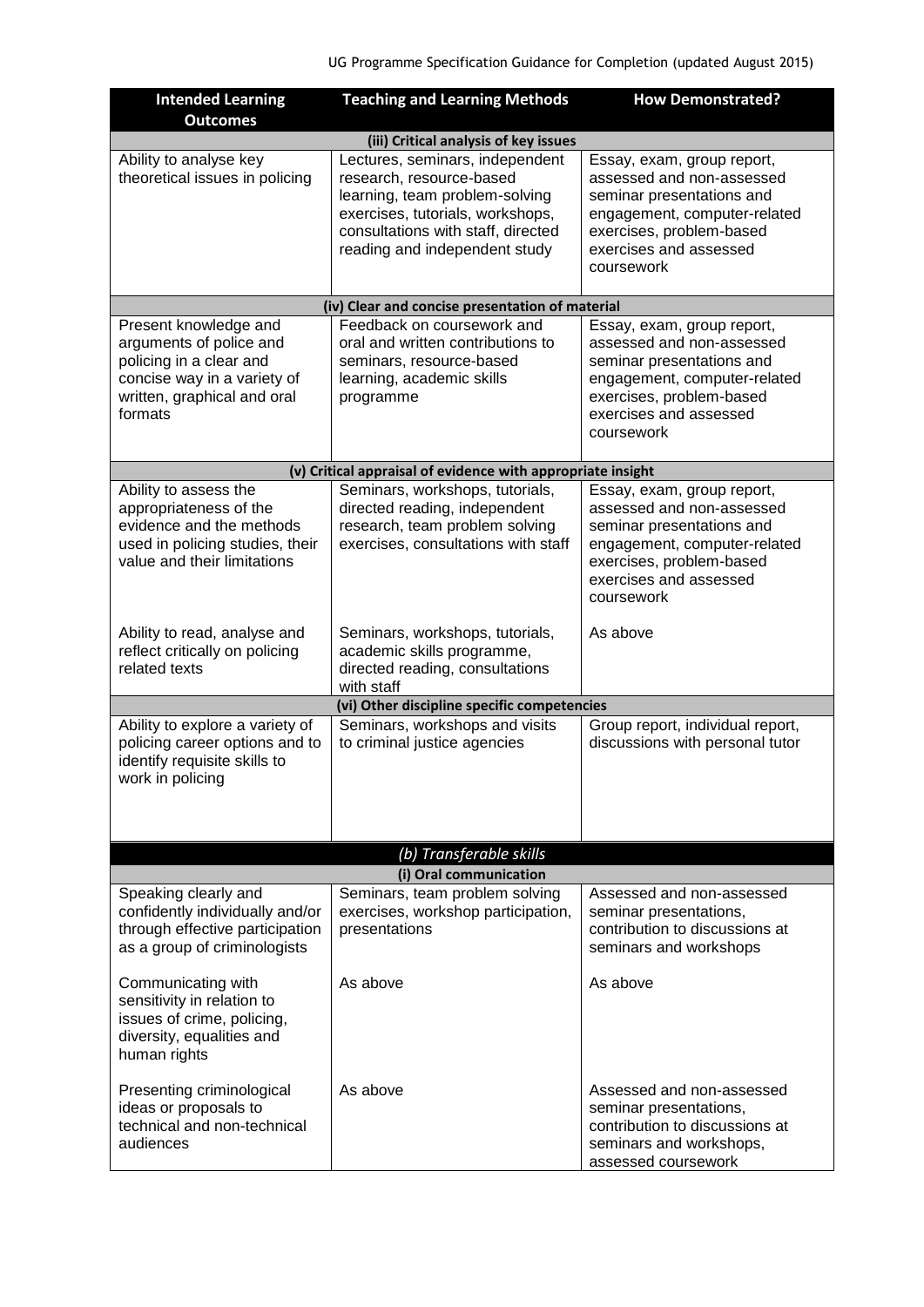| Intended Learning Outcomes | Teaching and Learning Methods | How Demonstrated? |
| --- | --- | --- |
| **(iii) Critical analysis of key issues** | | |
| Ability to analyse key theoretical issues in policing | Lectures, seminars, independent research, resource-based learning, team problem-solving exercises, tutorials, workshops, consultations with staff, directed reading and independent study | Essay, exam, group report, assessed and non-assessed seminar presentations and engagement, computer-related exercises, problem-based exercises and assessed coursework |
| **(iv) Clear and concise presentation of material** | | |
| Present knowledge and arguments of police and policing in a clear and concise way in a variety of written, graphical and oral formats | Feedback on coursework and oral and written contributions to seminars, resource-based learning, academic skills programme | Essay, exam, group report, assessed and non-assessed seminar presentations and engagement, computer-related exercises, problem-based exercises and assessed coursework |
| **(v) Critical appraisal of evidence with appropriate insight** | | |
| Ability to assess the appropriateness of the evidence and the methods used in policing studies, their value and their limitations | Seminars, workshops, tutorials, directed reading, independent research, team problem solving exercises, consultations with staff | Essay, exam, group report, assessed and non-assessed seminar presentations and engagement, computer-related exercises, problem-based exercises and assessed coursework |
| Ability to read, analyse and reflect critically on policing related texts | Seminars, workshops, tutorials, academic skills programme, directed reading, consultations with staff | As above |
| **(vi) Other discipline specific competencies** | | |
| Ability to explore a variety of policing career options and to identify requisite skills to work in policing | Seminars, workshops and visits to criminal justice agencies | Group report, individual report, discussions with personal tutor |
| ***(b) Transferable skills*** | | |
| **(i) Oral communication** | | |
| Speaking clearly and confidently individually and/or through effective participation as a group of criminologists | Seminars, team problem solving exercises, workshop participation, presentations | Assessed and non-assessed seminar presentations, contribution to discussions at seminars and workshops |
| Communicating with sensitivity in relation to issues of crime, policing, diversity, equalities and human rights | As above | As above |
| Presenting criminological ideas or proposals to technical and non-technical audiences | As above | Assessed and non-assessed seminar presentations, contribution to discussions at seminars and workshops, assessed coursework |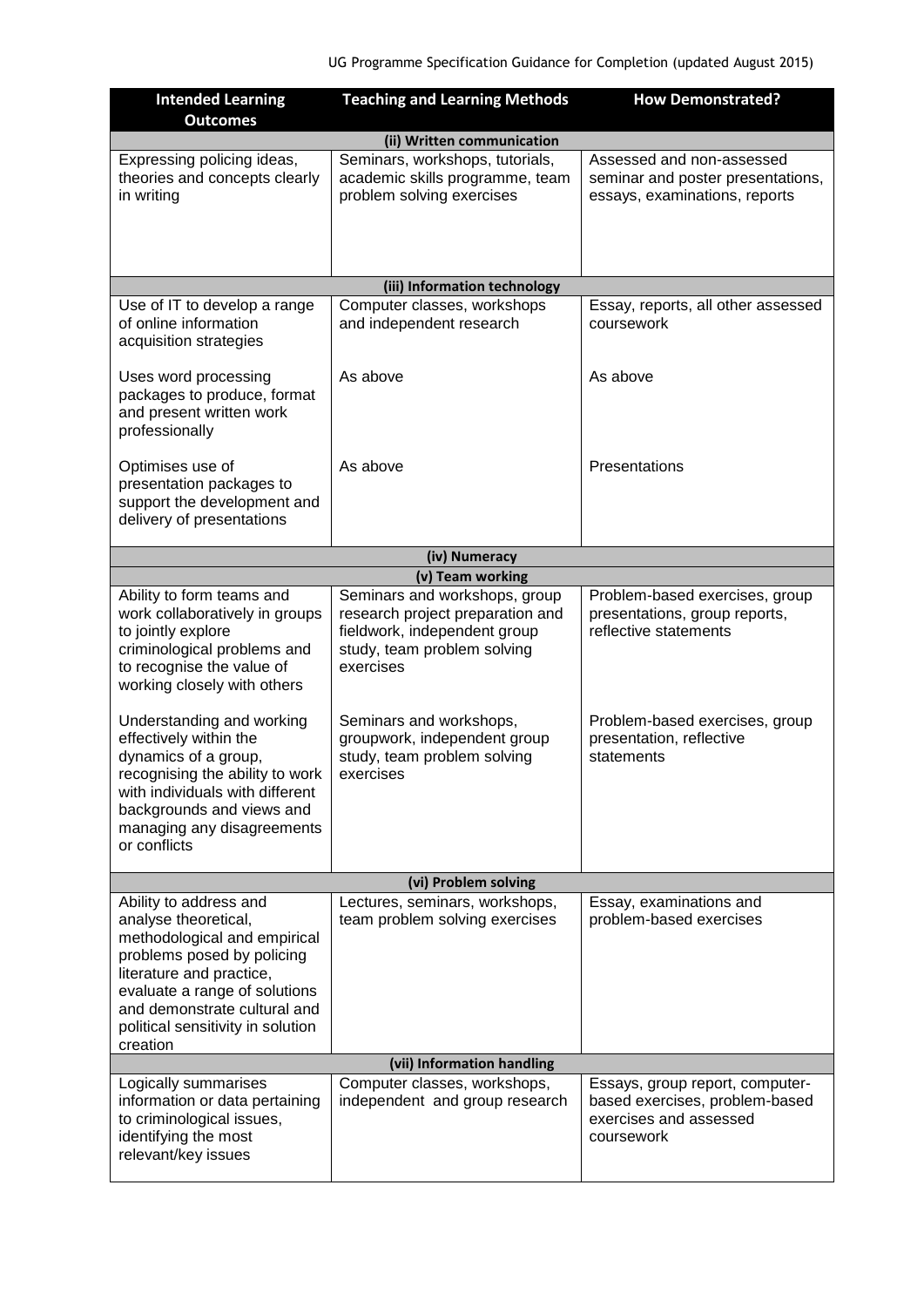| Intended Learning Outcomes | Teaching and Learning Methods | How Demonstrated? |
|---|---|---|
| **(ii) Written communication** | | |
| Expressing policing ideas, theories and concepts clearly in writing | Seminars, workshops, tutorials, academic skills programme, team problem solving exercises | Assessed and non-assessed seminar and poster presentations, essays, examinations, reports |
| **(iii) Information technology** | | |
| Use of IT to develop a range of online information acquisition strategies | Computer classes, workshops and independent research | Essay, reports, all other assessed coursework |
| Uses word processing packages to produce, format and present written work professionally | As above | As above |
| Optimises use of presentation packages to support the development and delivery of presentations | As above | Presentations |
| **(iv) Numeracy** | | |
| **(v) Team working** | | |
| Ability to form teams and work collaboratively in groups to jointly explore criminological problems and to recognise the value of working closely with others | Seminars and workshops, group research project preparation and fieldwork, independent group study, team problem solving exercises | Problem-based exercises, group presentations, group reports, reflective statements |
| Understanding and working effectively within the dynamics of a group, recognising the ability to work with individuals with different backgrounds and views and managing any disagreements or conflicts | Seminars and workshops, groupwork, independent group study, team problem solving exercises | Problem-based exercises, group presentation, reflective statements |
| **(vi) Problem solving** | | |
| Ability to address and analyse theoretical, methodological and empirical problems posed by policing literature and practice, evaluate a range of solutions and demonstrate cultural and political sensitivity in solution creation | Lectures, seminars, workshops, team problem solving exercises | Essay, examinations and problem-based exercises |
| **(vii) Information handling** | | |
| Logically summarises information or data pertaining to criminological issues, identifying the most relevant/key issues | Computer classes, workshops, independent and group research | Essays, group report, computer-based exercises, problem-based exercises and assessed coursework |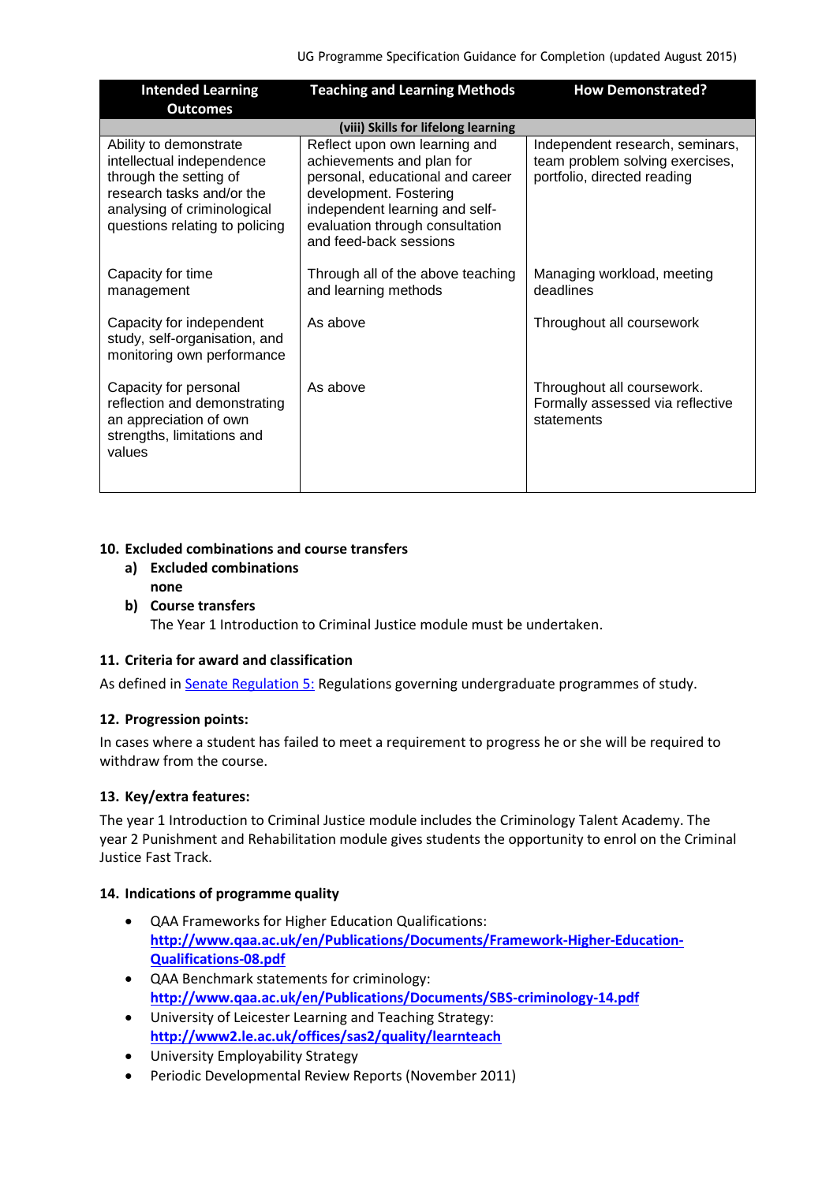| Intended Learning Outcomes | Teaching and Learning Methods | How Demonstrated? |
|---|---|---|
| **(viii) Skills for lifelong learning** | | |
| Ability to demonstrate intellectual independence through the setting of research tasks and/or the analysing of criminological questions relating to policing | Reflect upon own learning and achievements and plan for personal, educational and career development. Fostering independent learning and self-evaluation through consultation and feed-back sessions | Independent research, seminars, team problem solving exercises, portfolio, directed reading |
| Capacity for time management | Through all of the above teaching and learning methods | Managing workload, meeting deadlines |
| Capacity for independent study, self-organisation, and monitoring own performance | As above | Throughout all coursework |
| Capacity for personal reflection and demonstrating an appreciation of own strengths, limitations and values | As above | Throughout all coursework. Formally assessed via reflective statements |

## 10. Excluded combinations and course transfers

**a) Excluded combinations**

**none**

**b) Course transfers**

The Year 1 Introduction to Criminal Justice module must be undertaken.

## 11. Criteria for award and classification

As defined in Senate Regulation 5: Regulations governing undergraduate programmes of study.

## 12. Progression points:

In cases where a student has failed to meet a requirement to progress he or she will be required to withdraw from the course.

## 13. Key/extra features:

The year 1 Introduction to Criminal Justice module includes the Criminology Talent Academy. The year 2 Punishment and Rehabilitation module gives students the opportunity to enrol on the Criminal Justice Fast Track.

## 14. Indications of programme quality

- QAA Frameworks for Higher Education Qualifications: **http://www.qaa.ac.uk/en/Publications/Documents/Framework-Higher-Education-Qualifications-08.pdf**
- QAA Benchmark statements for criminology: **http://www.qaa.ac.uk/en/Publications/Documents/SBS-criminology-14.pdf**
- University of Leicester Learning and Teaching Strategy: **http://www2.le.ac.uk/offices/sas2/quality/learnteach**
- University Employability Strategy
- Periodic Developmental Review Reports (November 2011)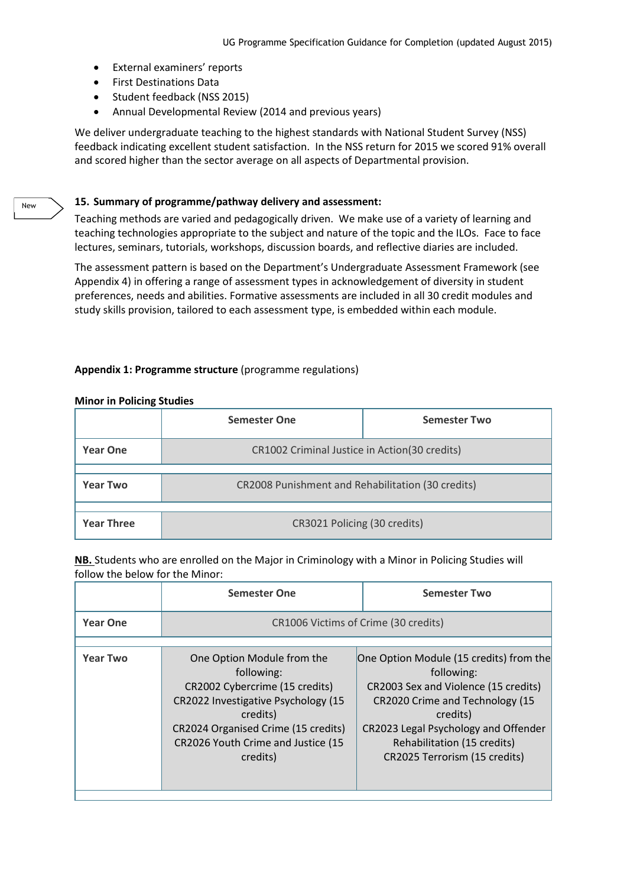- External examiners' reports
- First Destinations Data
- Student feedback (NSS 2015)
- Annual Developmental Review (2014 and previous years)

We deliver undergraduate teaching to the highest standards with National Student Survey (NSS) feedback indicating excellent student satisfaction. In the NSS return for 2015 we scored 91% overall and scored higher than the sector average on all aspects of Departmental provision.

New

### 15. Summary of programme/pathway delivery and assessment:

Teaching methods are varied and pedagogically driven. We make use of a variety of learning and teaching technologies appropriate to the subject and nature of the topic and the ILOs. Face to face lectures, seminars, tutorials, workshops, discussion boards, and reflective diaries are included.

The assessment pattern is based on the Department's Undergraduate Assessment Framework (see Appendix 4) in offering a range of assessment types in acknowledgement of diversity in student preferences, needs and abilities. Formative assessments are included in all 30 credit modules and study skills provision, tailored to each assessment type, is embedded within each module.

**Appendix 1: Programme structure** (programme regulations)

**Minor in Policing Studies**

| | Semester One | Semester Two |
|---|---|---|
| **Year One** | CR1002 Criminal Justice in Action(30 credits) | |
| **Year Two** | CR2008 Punishment and Rehabilitation (30 credits) | |
| **Year Three** | CR3021 Policing (30 credits) | |

**NB.** Students who are enrolled on the Major in Criminology with a Minor in Policing Studies will follow the below for the Minor:

| | Semester One | Semester Two |
|---|---|---|
| **Year One** | CR1006 Victims of Crime (30 credits) | |
| **Year Two** | One Option Module from the following:<br>CR2002 Cybercrime (15 credits)<br>CR2022 Investigative Psychology (15 credits)<br>CR2024 Organised Crime (15 credits)<br>CR2026 Youth Crime and Justice (15 credits) | One Option Module (15 credits) from the following:<br>CR2003 Sex and Violence (15 credits)<br>CR2020 Crime and Technology (15 credits)<br>CR2023 Legal Psychology and Offender Rehabilitation (15 credits)<br>CR2025 Terrorism (15 credits) |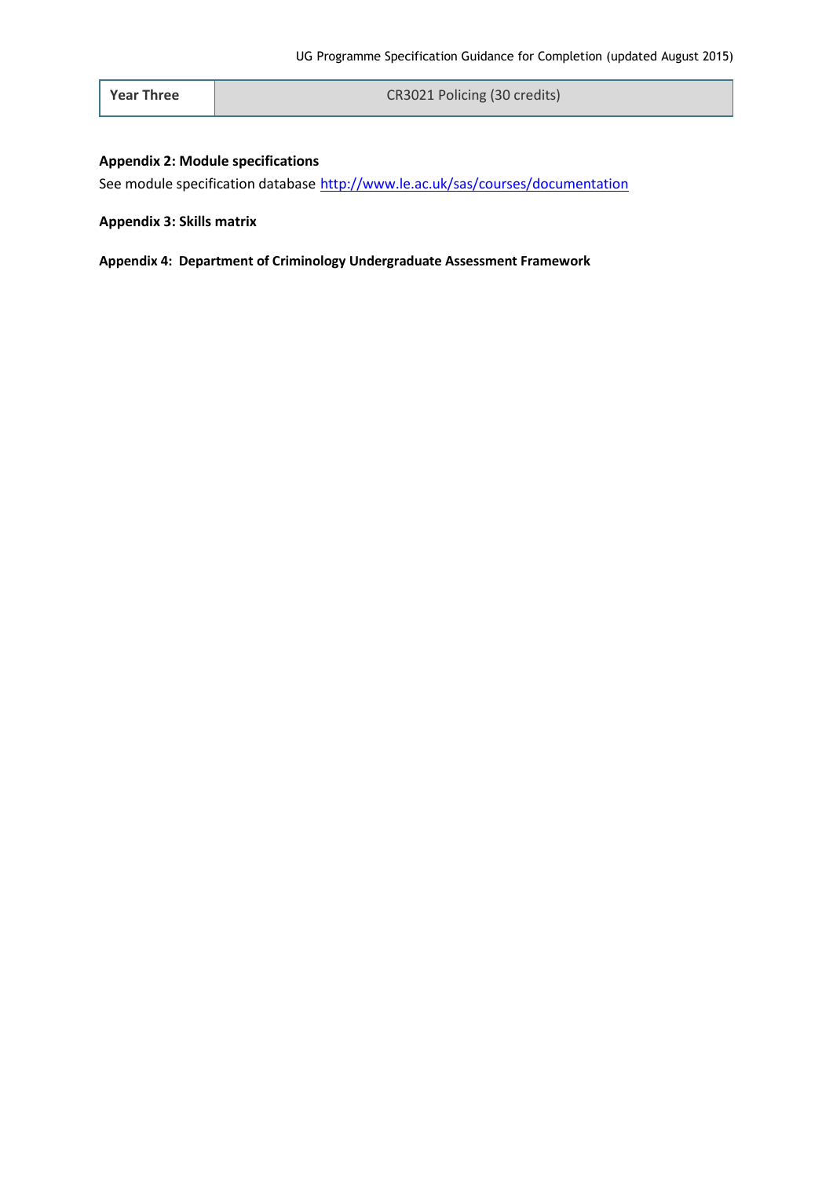| Year Three | CR3021 Policing (30 credits) |
|---|---|

**Appendix 2: Module specifications**

See module specification database http://www.le.ac.uk/sas/courses/documentation

**Appendix 3: Skills matrix**

**Appendix 4: Department of Criminology Undergraduate Assessment Framework**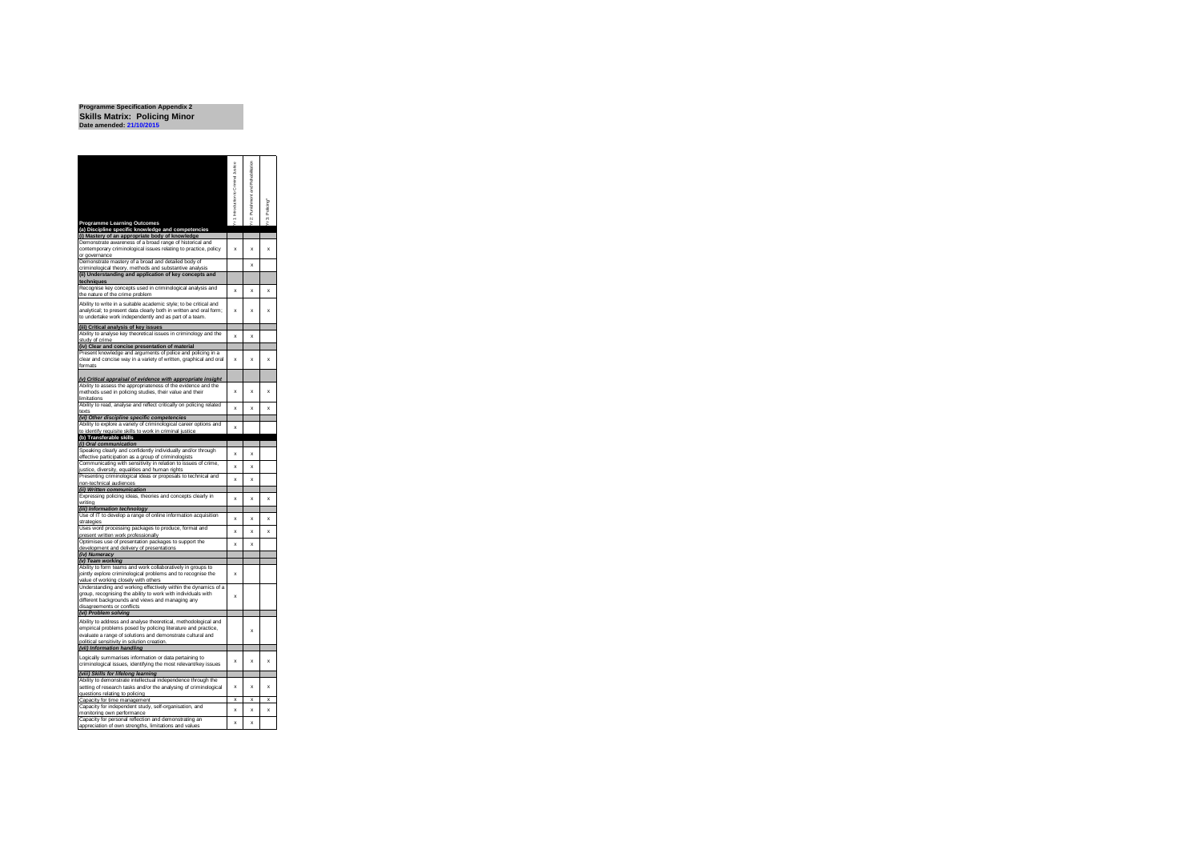**Programme Specification Appendix 2**
**Skills Matrix: Policing Minor**
**Date amended: 21/10/2015**

| Programme Learning Outcomes | Y1 Introduction to Criminal Justice | Y2 Punishment and Rehabilitation | Y3 Policing* |
|---|---|---|---|
| **(a) Discipline specific knowledge and competencies** | | | |
| ***(i) Mastery of an appropriate body of knowledge*** | | | |
| Demonstrate awareness of a broad range of historical and contemporary criminological issues relating to practice, policy or governance | x | x | x |
| Demonstrate mastery of a broad and detailed body of criminological theory, methods and substantive analysis | | x | |
| ***(ii) Understanding and application of key concepts and techniques*** | | | |
| Recognise key concepts used in criminological analysis and the nature of the crime problem | x | x | x |
| Ability to write in a suitable academic style; to be critical and analytical; to present data clearly both in written and oral form; to undertake work independently and as part of a team. | x | x | x |
| ***(iii) Critical analysis of key issues*** | | | |
| Ability to analyse key theoretical issues in criminology and the study of crime | x | x | |
| ***(iv) Clear and concise presentation of material*** | | | |
| Present knowledge and arguments of police and policing in a clear and concise way in a variety of written, graphical and oral formats | x | x | x |
| ***(v) Critical appraisal of evidence with appropriate insight*** | | | |
| Ability to assess the appropriateness of the evidence and the methods used in policing studies, their value and their limitations | x | x | x |
| Ability to read, analyse and reflect critically on policing related texts | x | x | x |
| ***(vi) Other discipline specific competencies*** | | | |
| Ability to explore a variety of criminological career options and to identify requisite skills to work in criminal justice | x | | |
| **(b) Transferable skills** | | | |
| ***(i) Oral communication*** | | | |
| Speaking clearly and confidently individually and/or through effective participation as a group of criminologists | x | x | |
| Communicating with sensitivity in relation to issues of crime, justice, diversity, equalities and human rights | x | x | |
| Presenting criminological ideas or proposals to technical and non-technical audiences | x | x | |
| ***(ii) Written communication*** | | | |
| Expressing policing ideas, theories and concepts clearly in writing | x | x | x |
| ***(iii) Information technology*** | | | |
| Use of IT to develop a range of online information acquisition strategies | x | x | x |
| Uses word processing packages to produce, format and present written work professionally | x | x | x |
| Optimises use of presentation packages to support the development and delivery of presentations | x | x | |
| ***(iv) Numeracy*** | | | |
| ***(v) Team working*** | | | |
| Ability to form teams and work collaboratively in groups to jointly explore criminological problems and to recognise the value of working closely with others | x | | |
| Understanding and working effectively within the dynamics of a group, recognising the ability to work with individuals with different backgrounds and views and managing any disagreements or conflicts | x | | |
| ***(vi) Problem solving*** | | | |
| Ability to address and analyse theoretical, methodological and empirical problems posed by policing literature and practice, evaluate a range of solutions and demonstrate cultural and political sensitivity in solution creation. | | x | |
| ***(vii) Information handling*** | | | |
| Logically summarises information or data pertaining to criminological issues, identifying the most relevant/key issues | x | x | x |
| ***(viii) Skills for lifelong learning*** | | | |
| Ability to demonstrate intellectual independence through the setting of research tasks and/or the analysing of criminological questions relating to policing | x | x | x |
| Capacity for time management | x | x | x |
| Capacity for independent study, self-organisation, and monitoring own performance | x | x | x |
| Capacity for personal reflection and demonstrating an appreciation of own strengths, limitations and values | x | x | |